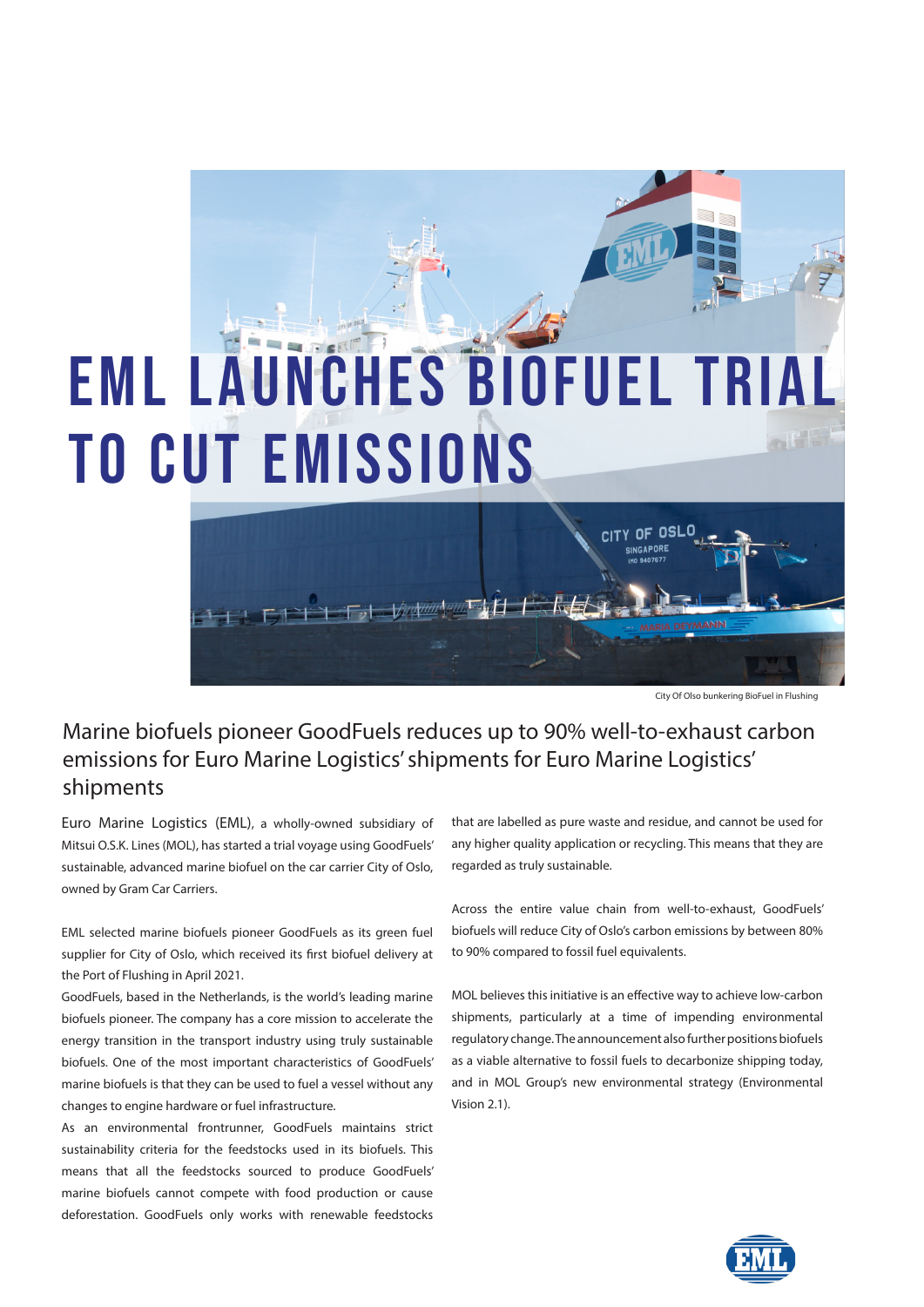# EML LAUNCHES BIOFUEL TRIAL TO CUT EMISSIONS

City Of Olso bunkering BioFuel in Flushing

## Marine biofuels pioneer GoodFuels reduces up to 90% well-to-exhaust carbon emissions for Euro Marine Logistics' shipments for Euro Marine Logistics' shipments

Euro Marine Logistics (EML), a wholly-owned subsidiary of Mitsui O.S.K. Lines (MOL), has started a trial voyage using GoodFuels' sustainable, advanced marine biofuel on the car carrier City of Oslo, owned by Gram Car Carriers.

EML selected marine biofuels pioneer GoodFuels as its green fuel supplier for City of Oslo, which received its first biofuel delivery at the Port of Flushing in April 2021.

GoodFuels, based in the Netherlands, is the world's leading marine biofuels pioneer. The company has a core mission to accelerate the energy transition in the transport industry using truly sustainable biofuels. One of the most important characteristics of GoodFuels' marine biofuels is that they can be used to fuel a vessel without any changes to engine hardware or fuel infrastructure.

As an environmental frontrunner, GoodFuels maintains strict sustainability criteria for the feedstocks used in its biofuels. This means that all the feedstocks sourced to produce GoodFuels' marine biofuels cannot compete with food production or cause deforestation. GoodFuels only works with renewable feedstocks that are labelled as pure waste and residue, and cannot be used for any higher quality application or recycling. This means that they are regarded as truly sustainable.

Across the entire value chain from well-to-exhaust, GoodFuels' biofuels will reduce City of Oslo's carbon emissions by between 80% to 90% compared to fossil fuel equivalents.

MOL believes this initiative is an effective way to achieve low-carbon shipments, particularly at a time of impending environmental regulatory change. The announcement also further positions biofuels as a viable alternative to fossil fuels to decarbonize shipping today, and in MOL Group's new environmental strategy (Environmental Vision 2.1).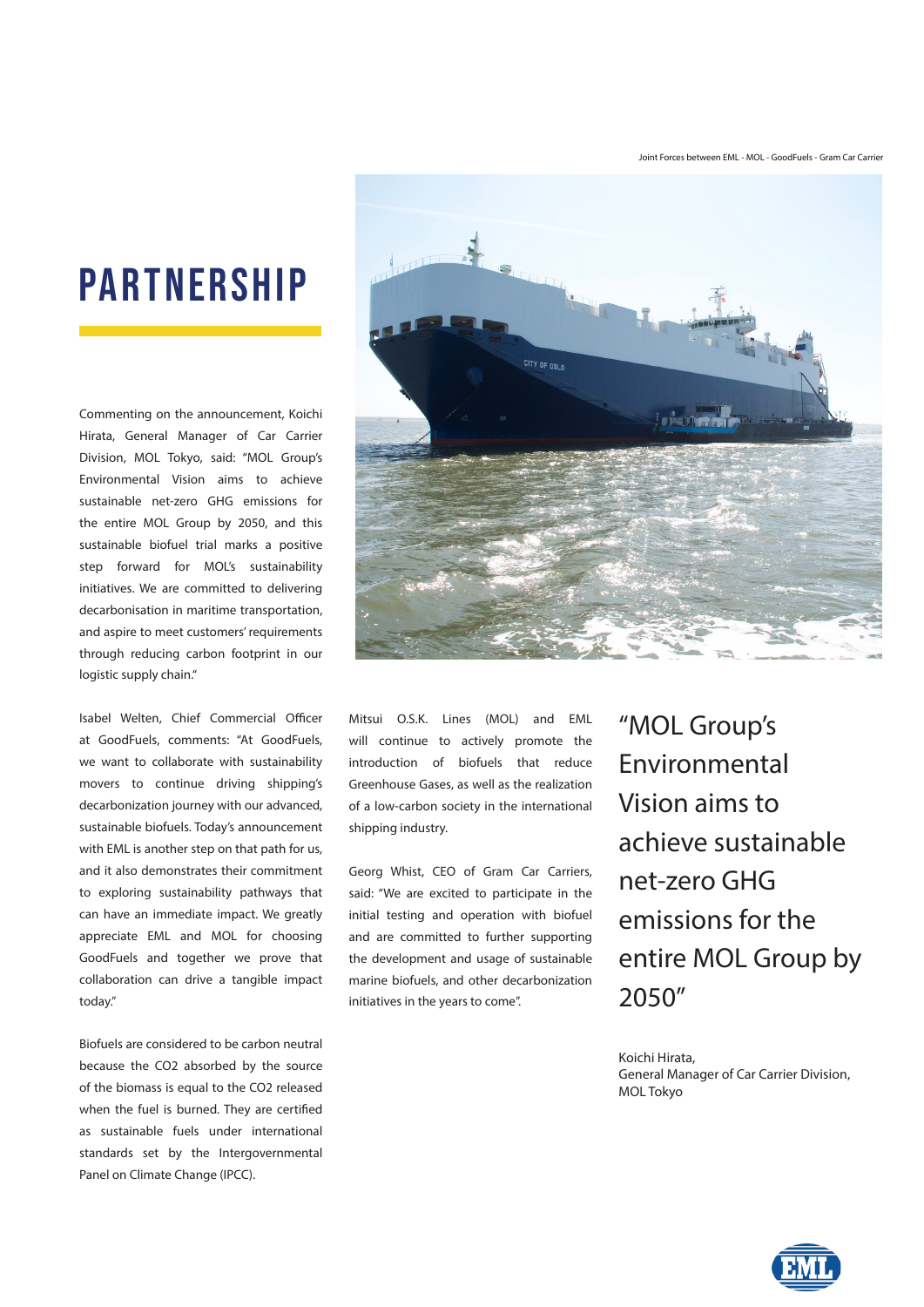# PARTNERSHIP

Commenting on the announcement, Koichi Hirata, General Manager of Car Carrier Division, MOL Tokyo, said: "MOL Group's Environmental Vision aims to achieve sustainable net-zero GHG emissions for the entire MOL Group by 2050, and this sustainable biofuel trial marks a positive step forward for MOL's sustainability initiatives. We are committed to delivering decarbonisation in maritime transportation, and aspire to meet customers' requirements through reducing carbon footprint in our logistic supply chain."

Isabel Welten, Chief Commercial Officer at GoodFuels, comments: "At GoodFuels, we want to collaborate with sustainability movers to continue driving shipping's decarbonization journey with our advanced, sustainable biofuels. Today's announcement with EML is another step on that path for us, and it also demonstrates their commitment to exploring sustainability pathways that can have an immediate impact. We greatly appreciate EML and MOL for choosing GoodFuels and together we prove that collaboration can drive a tangible impact today."

Biofuels are considered to be carbon neutral because the CO2 absorbed by the source of the biomass is equal to the CO2 released when the fuel is burned. They are certified as sustainable fuels under international standards set by the Intergovernmental Panel on Climate Change (IPCC).

Mitsui O.S.K. Lines (MOL) and EML will continue to actively promote the introduction of biofuels that reduce Greenhouse Gases, as well as the realization of a low-carbon society in the international shipping industry.

Georg Whist, CEO of Gram Car Carriers, said: "We are excited to participate in the initial testing and operation with biofuel and are committed to further supporting the development and usage of sustainable marine biofuels, and other decarbonization initiatives in the years to come".

> "MOL Group's Environmental Vision aims to achieve sustainable net-zero GHG emissions for the entire MOL Group by 2050"

Koichi Hirata,
General Manager of Car Carrier Division,
MOL Tokyo